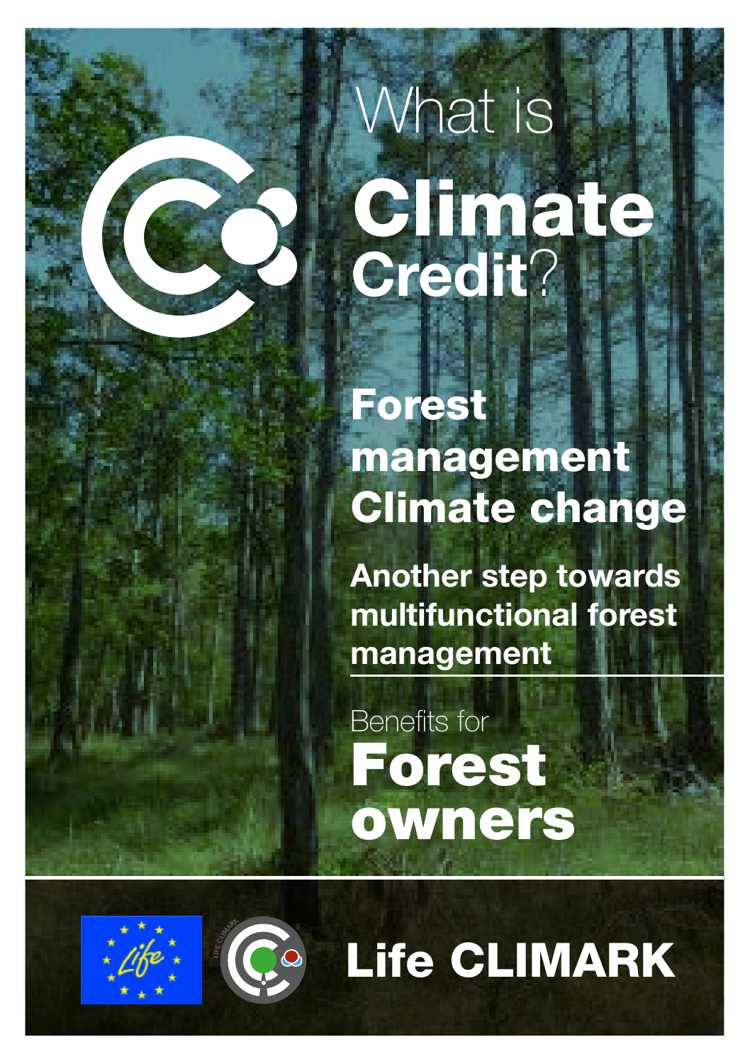# What is Climate Credit?

## Forest management Climate change

**Another step towards multifunctional forest management**

Benefits for

## Forest owners

**Life CLIMARK**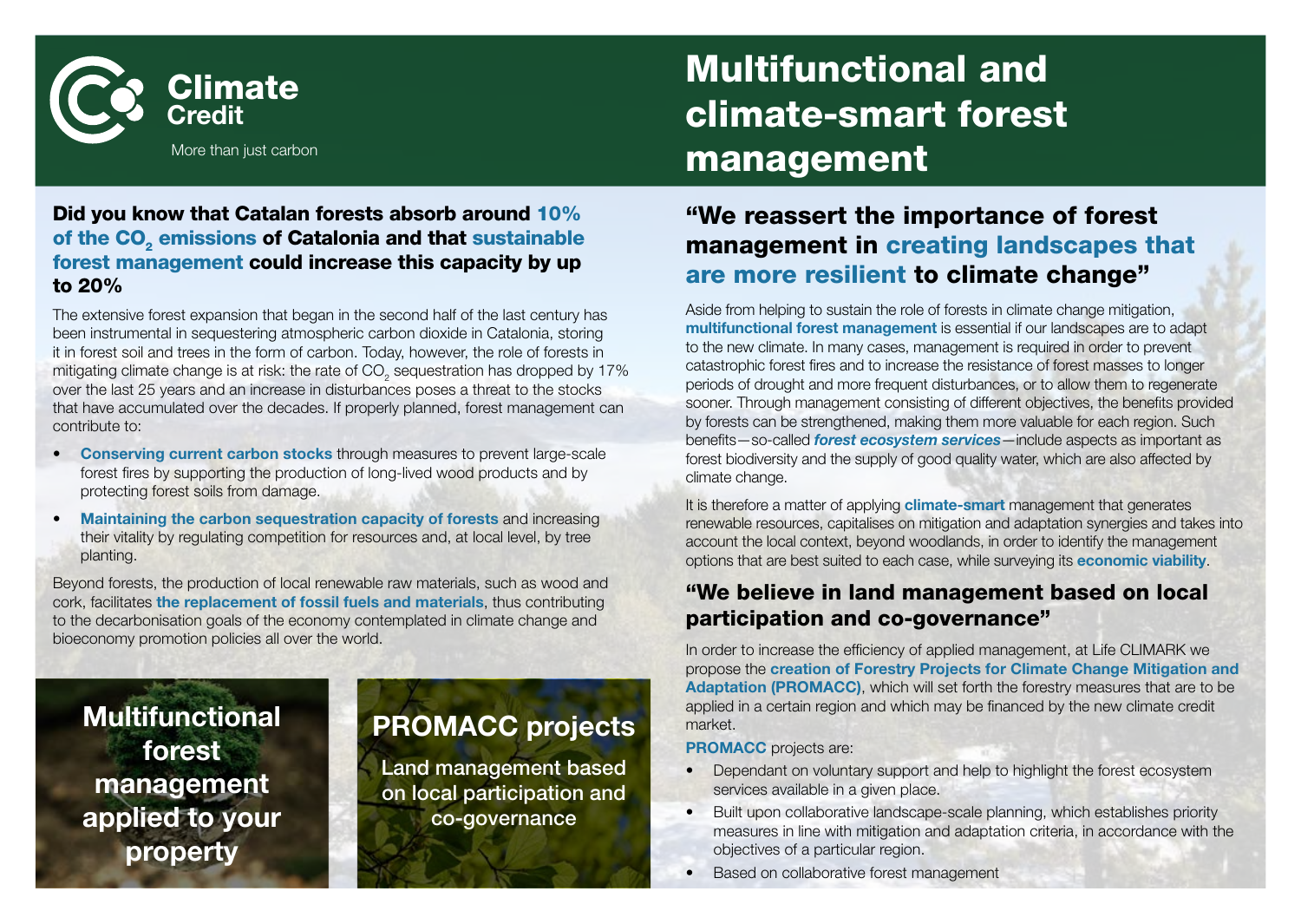Climate Credit

More than just carbon

# Multifunctional and climate-smart forest management

## Did you know that Catalan forests absorb around 10% of the $CO_2$ emissions of Catalonia and that sustainable forest management could increase this capacity by up to 20%

The extensive forest expansion that began in the second half of the last century has been instrumental in sequestering atmospheric carbon dioxide in Catalonia, storing it in forest soil and trees in the form of carbon. Today, however, the role of forests in mitigating climate change is at risk: the rate of $CO_2$ sequestration has dropped by 17% over the last 25 years and an increase in disturbances poses a threat to the stocks that have accumulated over the decades. If properly planned, forest management can contribute to:

- **Conserving current carbon stocks** through measures to prevent large-scale forest fires by supporting the production of long-lived wood products and by protecting forest soils from damage.
- **Maintaining the carbon sequestration capacity of forests** and increasing their vitality by regulating competition for resources and, at local level, by tree planting.

Beyond forests, the production of local renewable raw materials, such as wood and cork, facilitates **the replacement of fossil fuels and materials**, thus contributing to the decarbonisation goals of the economy contemplated in climate change and bioeconomy promotion policies all over the world.

**Multifunctional forest management applied to your property**

**PROMACC projects**

Land management based on local participation and co-governance

## "We reassert the importance of forest management in creating landscapes that are more resilient to climate change"

Aside from helping to sustain the role of forests in climate change mitigation, **multifunctional forest management** is essential if our landscapes are to adapt to the new climate. In many cases, management is required in order to prevent catastrophic forest fires and to increase the resistance of forest masses to longer periods of drought and more frequent disturbances, or to allow them to regenerate sooner. Through management consisting of different objectives, the benefits provided by forests can be strengthened, making them more valuable for each region. Such benefits—so-called ***forest ecosystem services***—include aspects as important as forest biodiversity and the supply of good quality water, which are also affected by climate change.

It is therefore a matter of applying **climate-smart** management that generates renewable resources, capitalises on mitigation and adaptation synergies and takes into account the local context, beyond woodlands, in order to identify the management options that are best suited to each case, while surveying its **economic viability**.

## "We believe in land management based on local participation and co-governance"

In order to increase the efficiency of applied management, at Life CLIMARK we propose the **creation of Forestry Projects for Climate Change Mitigation and Adaptation (PROMACC)**, which will set forth the forestry measures that are to be applied in a certain region and which may be financed by the new climate credit market.

**PROMACC** projects are:

- Dependant on voluntary support and help to highlight the forest ecosystem services available in a given place.
- Built upon collaborative landscape-scale planning, which establishes priority measures in line with mitigation and adaptation criteria, in accordance with the objectives of a particular region.
- Based on collaborative forest management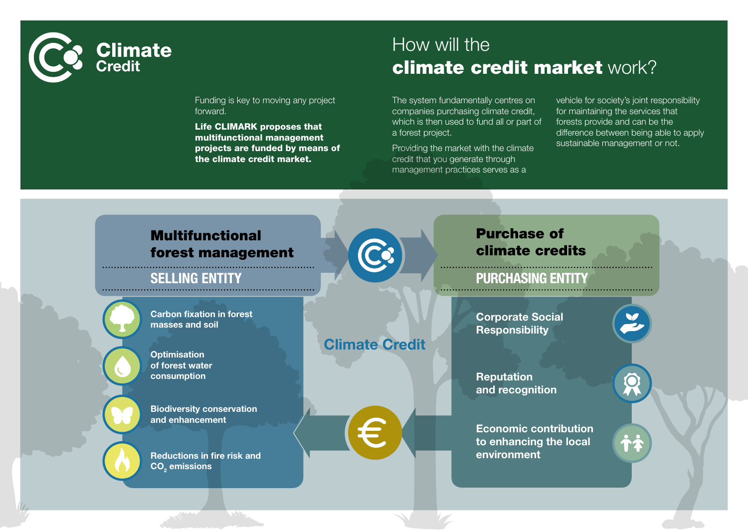**Climate Credit**

# How will the **climate credit market** work?

Funding is key to moving any project forward.

**Life CLIMARK proposes that multifunctional management projects are funded by means of the climate credit market.**

The system fundamentally centres on companies purchasing climate credit, which is then used to fund all or part of a forest project.

Providing the market with the climate credit that you generate through management practices serves as a vehicle for society's joint responsibility for maintaining the services that forests provide and can be the difference between being able to apply sustainable management or not.

## Multifunctional forest management

### SELLING ENTITY

- Carbon fixation in forest masses and soil
- Optimisation of forest water consumption
- Biodiversity conservation and enhancement
- Reductions in fire risk and $CO_2$ emissions

**Climate Credit**

## Purchase of climate credits

### PURCHASING ENTITY

- Corporate Social Responsibility
- Reputation and recognition
- Economic contribution to enhancing the local environment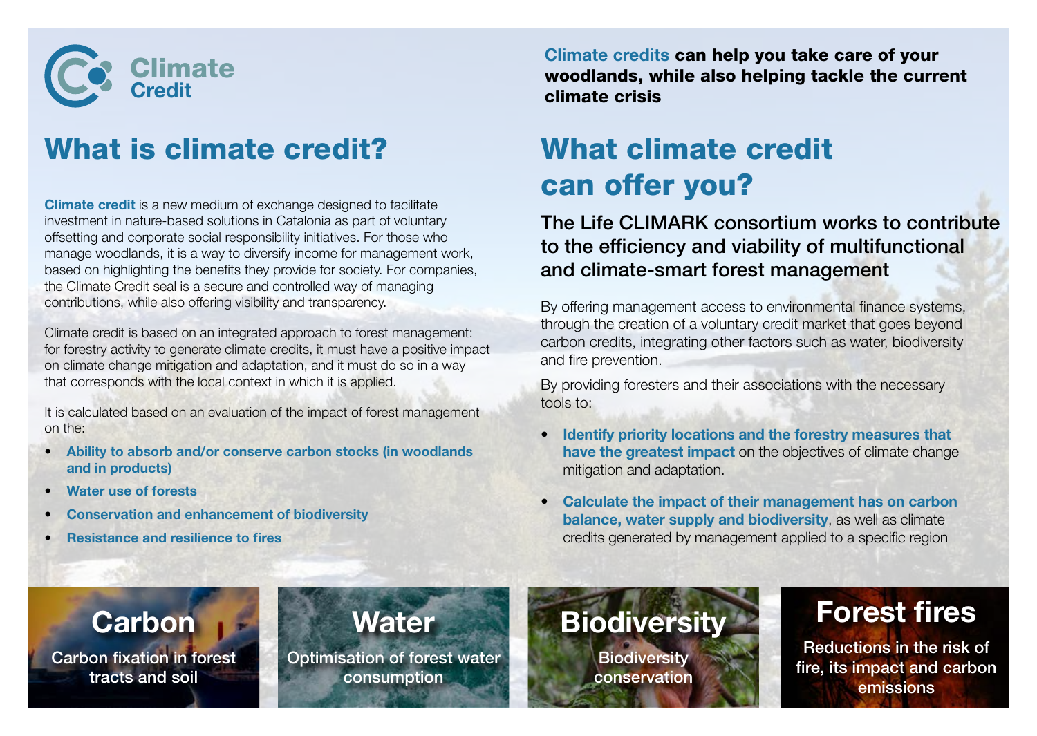Climate Credit

# What is climate credit?

**Climate credit** is a new medium of exchange designed to facilitate investment in nature-based solutions in Catalonia as part of voluntary offsetting and corporate social responsibility initiatives. For those who manage woodlands, it is a way to diversify income for management work, based on highlighting the benefits they provide for society. For companies, the Climate Credit seal is a secure and controlled way of managing contributions, while also offering visibility and transparency.

Climate credit is based on an integrated approach to forest management: for forestry activity to generate climate credits, it must have a positive impact on climate change mitigation and adaptation, and it must do so in a way that corresponds with the local context in which it is applied.

It is calculated based on an evaluation of the impact of forest management on the:

- **Ability to absorb and/or conserve carbon stocks (in woodlands and in products)**
- **Water use of forests**
- **Conservation and enhancement of biodiversity**
- **Resistance and resilience to fires**

**Climate credits can help you take care of your woodlands, while also helping tackle the current climate crisis**

# What climate credit can offer you?

## The Life CLIMARK consortium works to contribute to the efficiency and viability of multifunctional and climate-smart forest management

By offering management access to environmental finance systems, through the creation of a voluntary credit market that goes beyond carbon credits, integrating other factors such as water, biodiversity and fire prevention.

By providing foresters and their associations with the necessary tools to:

- **Identify priority locations and the forestry measures that have the greatest impact** on the objectives of climate change mitigation and adaptation.
- **Calculate the impact of their management has on carbon balance, water supply and biodiversity**, as well as climate credits generated by management applied to a specific region

### Carbon

Carbon fixation in forest tracts and soil

### Water

Optimisation of forest water consumption

### Biodiversity

Biodiversity conservation

### Forest fires

Reductions in the risk of fire, its impact and carbon emissions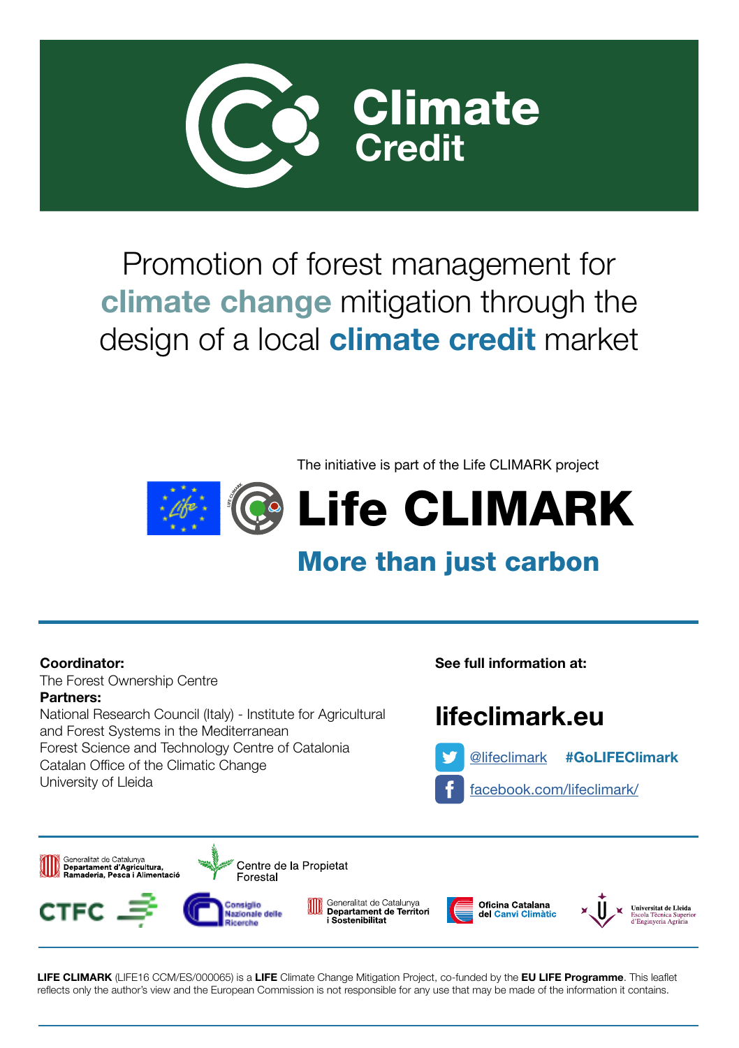# Climate Credit

Promotion of forest management for **climate change** mitigation through the design of a local **climate credit** market

The initiative is part of the Life CLIMARK project

## Life CLIMARK

**More than just carbon**

**Coordinator:**
The Forest Ownership Centre
**Partners:**
National Research Council (Italy) - Institute for Agricultural and Forest Systems in the Mediterranean
Forest Science and Technology Centre of Catalonia
Catalan Office of the Climatic Change
University of Lleida

**See full information at:**

**lifeclimark.eu**

@lifeclimark **#GoLIFEClimark**

facebook.com/lifeclimark/

Generalitat de Catalunya
Departament d'Agricultura, Ramaderia, Pesca i Alimentació

Centre de la Propietat Forestal

CTFC

Consiglio Nazionale delle Ricerche

Generalitat de Catalunya
Departament de Territori i Sostenibilitat

Oficina Catalana del Canvi Climàtic

Universitat de Lleida
Escola Tècnica Superior d'Enginyeria Agrària

**LIFE CLIMARK** (LIFE16 CCM/ES/000065) is a **LIFE** Climate Change Mitigation Project, co-funded by the **EU LIFE Programme**. This leaflet reflects only the author's view and the European Commission is not responsible for any use that may be made of the information it contains.